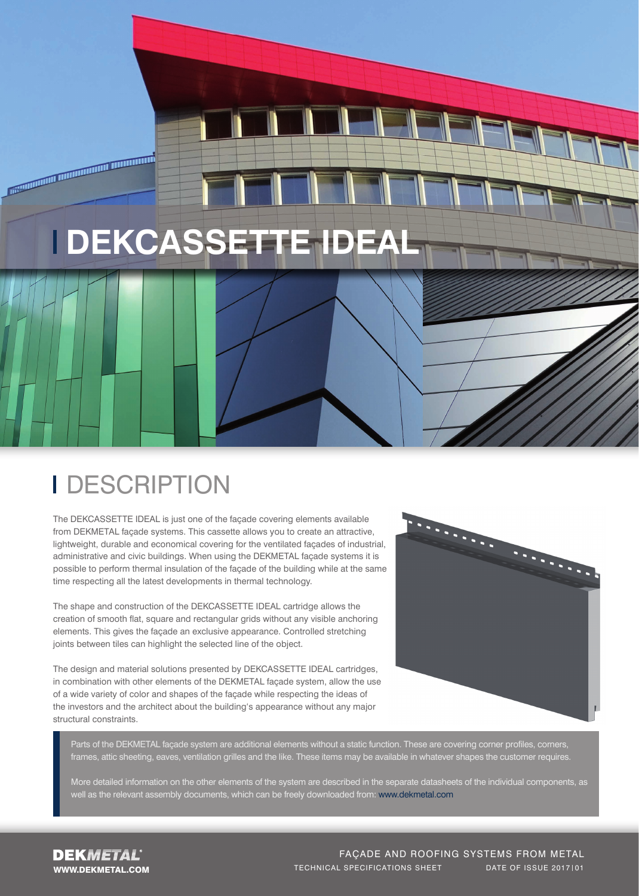# DEKCASSETTE IDEAL

## DESCRIPTION

The DEKCASSETTE IDEAL is just one of the façade covering elements available from DEKMETAL façade systems. This cassette allows you to create an attractive, lightweight, durable and economical covering for the ventilated façades of industrial, administrative and civic buildings. When using the DEKMETAL façade systems it is possible to perform thermal insulation of the façade of the building while at the same time respecting all the latest developments in thermal technology.

The shape and construction of the DEKCASSETTE IDEAL cartridge allows the creation of smooth flat, square and rectangular grids without any visible anchoring elements. This gives the façade an exclusive appearance. Controlled stretching joints between tiles can highlight the selected line of the object.

The design and material solutions presented by DEKCASSETTE IDEAL cartridges, in combination with other elements of the DEKMETAL façade system, allow the use of a wide variety of color and shapes of the façade while respecting the ideas of the investors and the architect about the building's appearance without any major structural constraints.

> Parts of the DEKMETAL façade system are additional elements without a static function. These are covering corner profiles, corners, frames, attic sheeting, eaves, ventilation grilles and the like. These items may be available in whatever shapes the customer requires.
>
> More detailed information on the other elements of the system are described in the separate datasheets of the individual components, as well as the relevant assembly documents, which can be freely downloaded from: www.dekmetal.com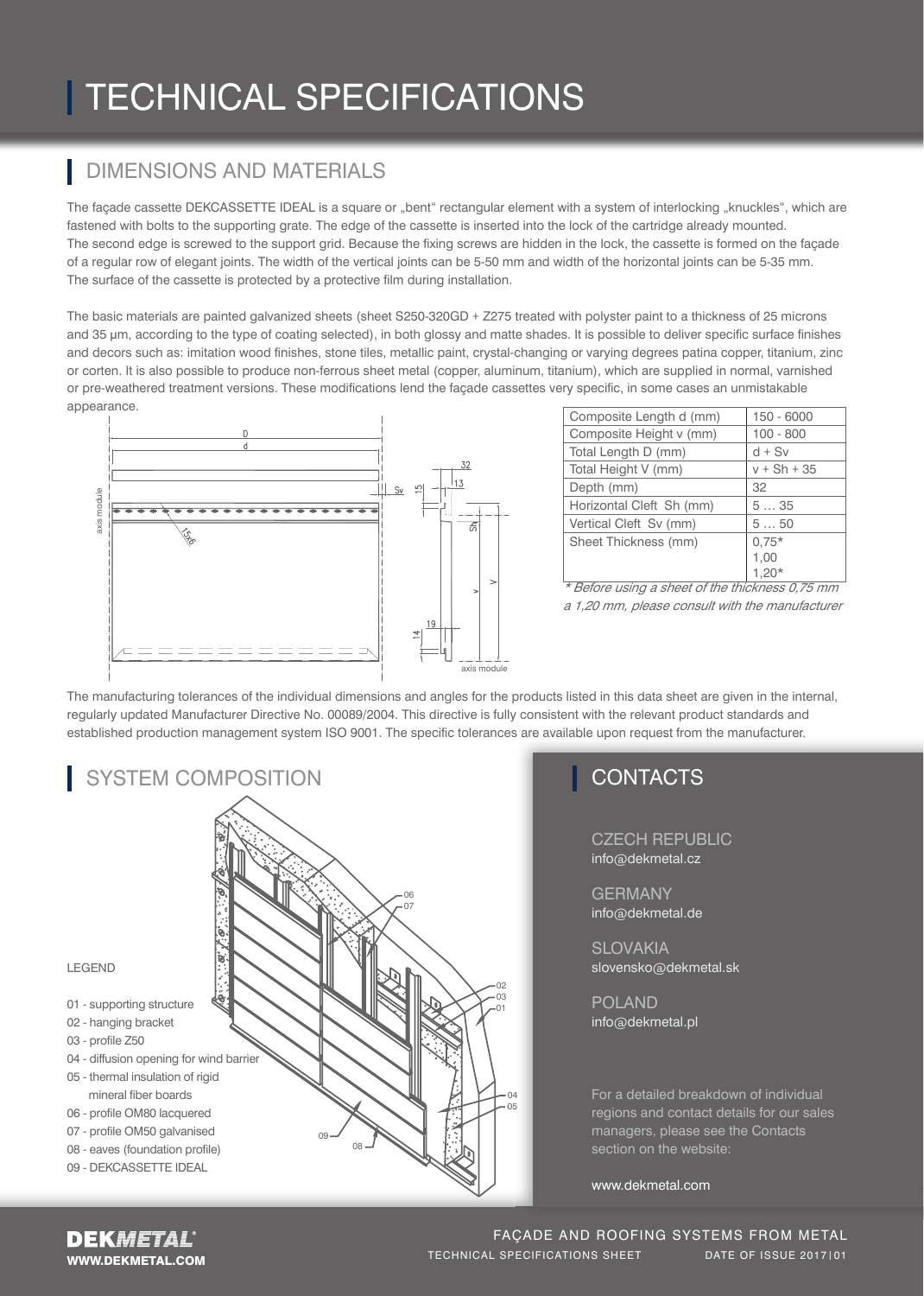// TECHNICAL SPECIFICATIONS

## DIMENSIONS AND MATERIALS

The façade cassette DEKCASSETTE IDEAL is a square or „bent“ rectangular element with a system of interlocking „knuckles“, which are fastened with bolts to the supporting grate. The edge of the cassette is inserted into the lock of the cartridge already mounted. The second edge is screwed to the support grid. Because the fixing screws are hidden in the lock, the cassette is formed on the façade of a regular row of elegant joints. The width of the vertical joints can be 5-50 mm and width of the horizontal joints can be 5-35 mm. The surface of the cassette is protected by a protective film during installation.

The basic materials are painted galvanized sheets (sheet S250-320GD + Z275 treated with polyster paint to a thickness of 25 microns and 35 µm, according to the type of coating selected), in both glossy and matte shades. It is possible to deliver specific surface finishes and decors such as: imitation wood finishes, stone tiles, metallic paint, crystal-changing or varying degrees patina copper, titanium, zinc or corten. It is also possible to produce non-ferrous sheet metal (copper, aluminum, titanium), which are supplied in normal, varnished or pre-weathered treatment versions. These modifications lend the façade cassettes very specific, in some cases an unmistakable appearance.

D
d
axis module
Sv
15
32
13
Sh
15,6
v
V
19
14
axis module

| | |
|---|---|
| Composite Length d (mm) | 150 - 6000 |
| Composite Height v (mm) | 100 - 800 |
| Total Length D (mm) | d + Sv |
| Total Height V (mm) | v + Sh + 35 |
| Depth (mm) | 32 |
| Horizontal Cleft Sh (mm) | 5 … 35 |
| Vertical Cleft Sv (mm) | 5 … 50 |
| Sheet Thickness (mm) | 0,75*<br>1,00<br>1,20* |

*\* Before using a sheet of the thickness 0,75 mm a 1,20 mm, please consult with the manufacturer*

The manufacturing tolerances of the individual dimensions and angles for the products listed in this data sheet are given in the internal, regularly updated Manufacturer Directive No. 00089/2004. This directive is fully consistent with the relevant product standards and established production management system ISO 9001. The specific tolerances are available upon request from the manufacturer.

## SYSTEM COMPOSITION

LEGEND

- 01 - supporting structure
- 02 - hanging bracket
- 03 - profile Z50
- 04 - diffusion opening for wind barrier
- 05 - thermal insulation of rigid mineral fiber boards
- 06 - profile OM80 lacquered
- 07 - profile OM50 galvanised
- 08 - eaves (foundation profile)
- 09 - DEKCASSETTE IDEAL

## CONTACTS

CZECH REPUBLIC
info@dekmetal.cz

GERMANY
info@dekmetal.de

SLOVAKIA
slovensko@dekmetal.sk

POLAND
info@dekmetal.pl

For a detailed breakdown of individual regions and contact details for our sales managers, please see the Contacts section on the website:

www.dekmetal.com